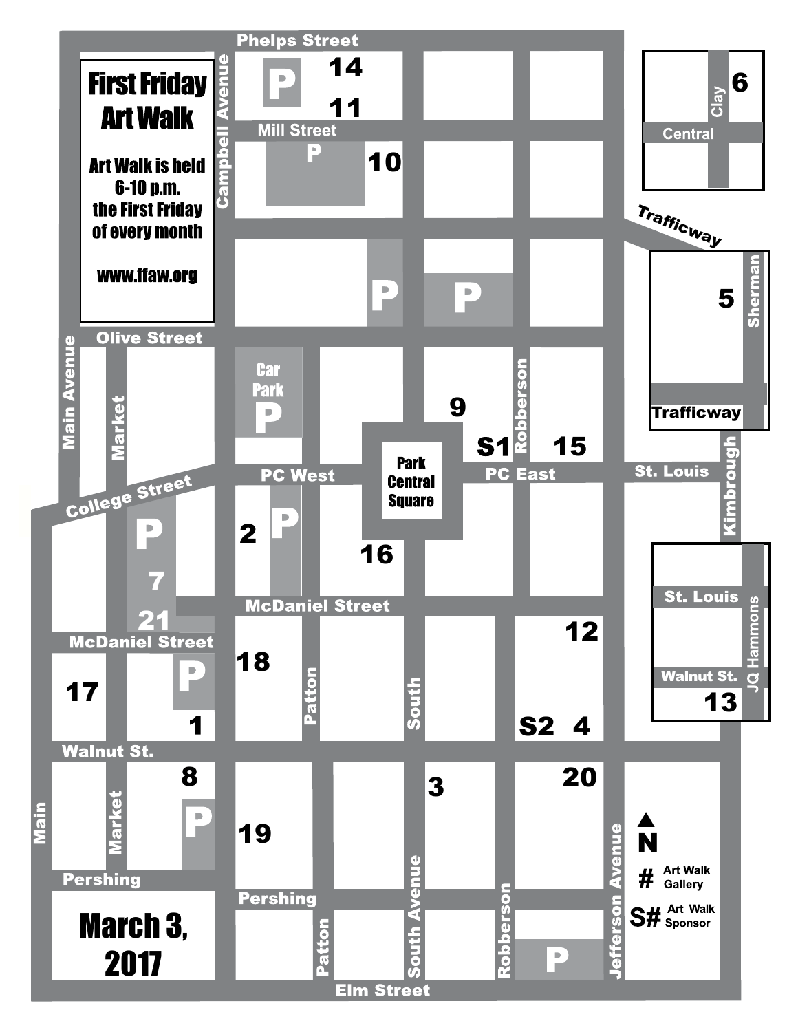# First Friday Art Walk

Art Walk is held 6-10 p.m. the First Friday of every month

www.ffaw.org

March 3, 2017

Phelps Street · Mill Street · Campbell Avenue · Olive Street · Main Avenue · Market · College Street · PC West · PC East · Park Central Square · Robberson · St. Louis · Trafficway · Sherman · Clay · Central · Kimbrough · JQ Hammons · Walnut St. · McDaniel Street · Patton · South · South Avenue · Jefferson Avenue · Pershing · Elm Street · Main · Car Park

P = Parking

1 2 3 4 5 6 7 8 9 10 11 12 13 14 15 16 17 18 19 20 21 S1 S2

N

\# Art Walk Gallery

S# Art Walk Sponsor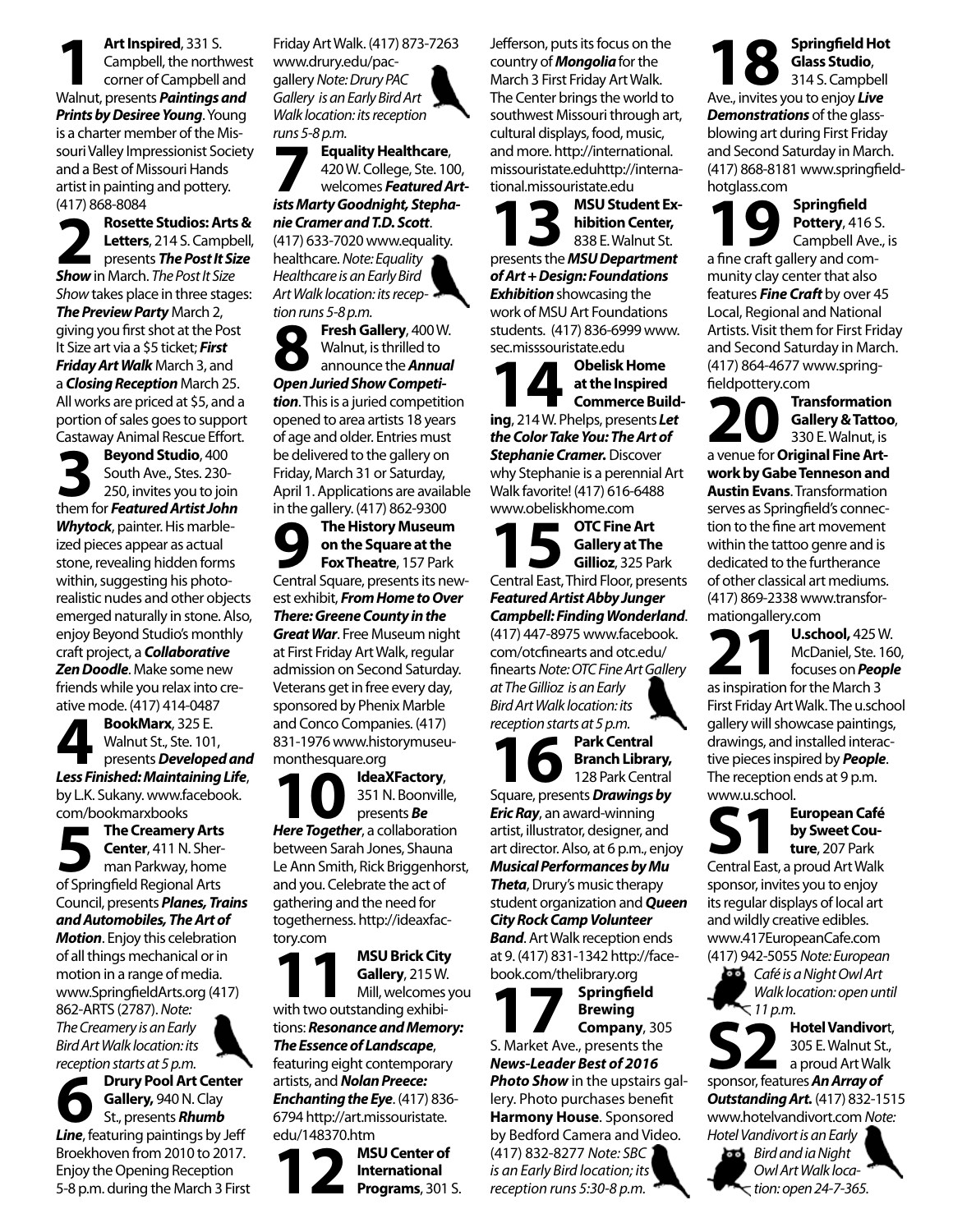**1** **Art Inspired**, 331 S. Campbell, the northwest corner of Campbell and Walnut, presents ***Paintings and Prints by Desiree Young***. Young is a charter member of the Missouri Valley Impressionist Society and a Best of Missouri Hands artist in painting and pottery. (417) 868-8084

**2** **Rosette Studios: Arts & Letters**, 214 S. Campbell, presents ***The Post It Size Show*** in March. *The Post It Size Show* takes place in three stages: ***The Preview Party*** March 2, giving you first shot at the Post It Size art via a $5 ticket; ***First Friday Art Walk*** March 3, and a ***Closing Reception*** March 25. All works are priced at $5, and a portion of sales goes to support Castaway Animal Rescue Effort.

**3** **Beyond Studio**, 400 South Ave., Stes. 230-250, invites you to join them for ***Featured Artist John Whytock***, painter. His marbleized pieces appear as actual stone, revealing hidden forms within, suggesting his photorealistic nudes and other objects emerged naturally in stone. Also, enjoy Beyond Studio's monthly craft project, a ***Collaborative Zen Doodle***. Make some new friends while you relax into creative mode. (417) 414-0487

**4** **BookMarx**, 325 E. Walnut St., Ste. 101, presents ***Developed and Less Finished: Maintaining Life***, by L.K. Sukany. www.facebook.com/bookmarxbooks

**5** **The Creamery Arts Center**, 411 N. Sherman Parkway, home of Springfield Regional Arts Council, presents ***Planes, Trains and Automobiles, The Art of Motion***. Enjoy this celebration of all things mechanical or in motion in a range of media. www.SpringfieldArts.org (417) 862-ARTS (2787). *Note: The Creamery is an Early Bird Art Walk location: its reception starts at 5 p.m.*

**6** **Drury Pool Art Center Gallery,** 940 N. Clay St., presents ***Rhumb Line***, featuring paintings by Jeff Broekhoven from 2010 to 2017. Enjoy the Opening Reception 5-8 p.m. during the March 3 First Friday Art Walk. (417) 873-7263 www.drury.edu/pac-gallery *Note: Drury PAC Gallery is an Early Bird Art Walk location: its reception runs 5-8 p.m.*

**7** **Equality Healthcare**, 420 W. College, Ste. 100, welcomes ***Featured Artists Marty Goodnight, Stephanie Cramer and T.D. Scott***. (417) 633-7020 www.equality.healthcare. *Note: Equality Healthcare is an Early Bird Art Walk location: its reception runs 5-8 p.m.*

**8** **Fresh Gallery**, 400 W. Walnut, is thrilled to announce the ***Annual Open Juried Show Competition***. This is a juried competition opened to area artists 18 years of age and older. Entries must be delivered to the gallery on Friday, March 31 or Saturday, April 1. Applications are available in the gallery. (417) 862-9300

**9** **The History Museum on the Square at the Fox Theatre**, 157 Park Central Square, presents its newest exhibit, ***From Home to Over There: Greene County in the Great War***. Free Museum night at First Friday Art Walk, regular admission on Second Saturday. Veterans get in free every day, sponsored by Phenix Marble and Conco Companies. (417) 831-1976 www.historymuseumonthesquare.org

**10** **IdeaXFactory**, 351 N. Boonville, presents ***Be Here Together***, a collaboration between Sarah Jones, Shauna Le Ann Smith, Rick Briggenhorst, and you. Celebrate the act of gathering and the need for togetherness. http://ideaxfactory.com

**11** **MSU Brick City Gallery**, 215 W. Mill, welcomes you with two outstanding exhibitions: ***Resonance and Memory: The Essence of Landscape***, featuring eight contemporary artists, and ***Nolan Preece: Enchanting the Eye***. (417) 836-6794 http://art.missouristate.edu/148370.htm

**12** **MSU Center of International Programs**, 301 S. Jefferson, puts its focus on the country of ***Mongolia*** for the March 3 First Friday Art Walk. The Center brings the world to southwest Missouri through art, cultural displays, food, music, and more. http://international.missouristate.eduhttp://international.missouristate.edu

**13** **MSU Student Exhibition Center,** 838 E. Walnut St. presents the ***MSU Department of Art + Design: Foundations Exhibition*** showcasing the work of MSU Art Foundations students. (417) 836-6999 www.sec.misssouristate.edu

**14** **Obelisk Home at the Inspired Commerce Building**, 214 W. Phelps, presents ***Let the Color Take You: The Art of Stephanie Cramer.*** Discover why Stephanie is a perennial Art Walk favorite! (417) 616-6488 www.obeliskhome.com

**15** **OTC Fine Art Gallery at The Gillioz**, 325 Park Central East, Third Floor, presents ***Featured Artist Abby Junger Campbell: Finding Wonderland***. (417) 447-8975 www.facebook.com/otcfinearts and otc.edu/finearts *Note: OTC Fine Art Gallery at The Gillioz is an Early Bird Art Walk location: its reception starts at 5 p.m.*

**16** **Park Central Branch Library,** 128 Park Central Square, presents ***Drawings by Eric Ray***, an award-winning artist, illustrator, designer, and art director. Also, at 6 p.m., enjoy ***Musical Performances by Mu Theta***, Drury's music therapy student organization and ***Queen City Rock Camp Volunteer Band***. Art Walk reception ends at 9. (417) 831-1342 http://facebook.com/thelibrary.org

**17** **Springfield Brewing Company**, 305 S. Market Ave., presents the ***News-Leader Best of 2016 Photo Show*** in the upstairs gallery. Photo purchases benefit **Harmony House**. Sponsored by Bedford Camera and Video. (417) 832-8277 *Note: SBC is an Early Bird location; its reception runs 5:30-8 p.m.*

**18** **Springfield Hot Glass Studio**, 314 S. Campbell Ave., invites you to enjoy ***Live Demonstrations*** of the glass-blowing art during First Friday and Second Saturday in March. (417) 868-8181 www.springfieldhotglass.com

**19** **Springfield Pottery**, 416 S. Campbell Ave., is a fine craft gallery and community clay center that also features ***Fine Craft*** by over 45 Local, Regional and National Artists. Visit them for First Friday and Second Saturday in March. (417) 864-4677 www.springfieldpottery.com

**20** **Transformation Gallery & Tattoo**, 330 E. Walnut, is a venue for **Original Fine Artwork by Gabe Tenneson and Austin Evans**. Transformation serves as Springfield's connection to the fine art movement within the tattoo genre and is dedicated to the furtherance of other classical art mediums. (417) 869-2338 www.transformationgallery.com

**21** **U.school,** 425 W. McDaniel, Ste. 160, focuses on ***People*** as inspiration for the March 3 First Friday Art Walk. The u.school gallery will showcase paintings, drawings, and installed interactive pieces inspired by ***People***. The reception ends at 9 p.m. www.u.school.

**S1** **European Café by Sweet Couture**, 207 Park Central East, a proud Art Walk sponsor, invites you to enjoy its regular displays of local art and wildly creative edibles. www.417EuropeanCafe.com (417) 942-5055 *Note: European Café is a Night Owl Art Walk location: open until 11 p.m.*

**S2** **Hotel Vandivort**, 305 E. Walnut St., a proud Art Walk sponsor, features ***An Array of Outstanding Art.*** (417) 832-1515 www.hotelvandivort.com *Note: Hotel Vandivort is an Early Bird and ia Night Owl Art Walk location: open 24-7-365.*